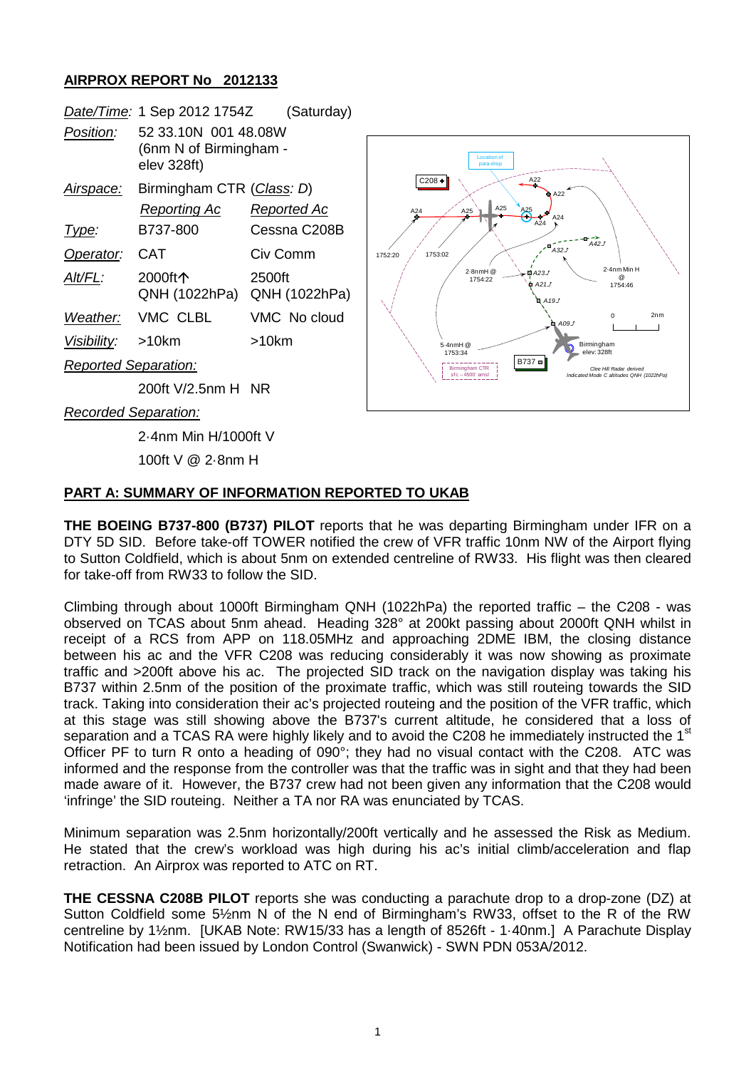## AIRPROX REPORT No 2012133

| | | |
|---|---|---|
| *Date/Time:* | 1 Sep 2012 1754Z (Saturday) | |
| *Position:* | 52 33.10N 001 48.08W (6nm N of Birmingham - elev 328ft) | |
| *Airspace:* | Birmingham CTR (*Class: D*) | |
| | *Reporting Ac* | *Reported Ac* |
| *Type:* | B737-800 | Cessna C208B |
| *Operator:* | CAT | Civ Comm |
| *Alt/FL:* | 2000ft↑ QNH (1022hPa) | 2500ft QNH (1022hPa) |
| *Weather:* | VMC CLBL | VMC No cloud |
| *Visibility:* | >10km | >10km |
| *Reported Separation:* | | |
| | 200ft V/2.5nm H | NR |
| *Recorded Separation:* | | |
| | 2·4nm Min H/1000ft V | |
| | 100ft V @ 2·8nm H | |

## PART A: SUMMARY OF INFORMATION REPORTED TO UKAB

**THE BOEING B737-800 (B737) PILOT** reports that he was departing Birmingham under IFR on a DTY 5D SID. Before take-off TOWER notified the crew of VFR traffic 10nm NW of the Airport flying to Sutton Coldfield, which is about 5nm on extended centreline of RW33. His flight was then cleared for take-off from RW33 to follow the SID.

Climbing through about 1000ft Birmingham QNH (1022hPa) the reported traffic – the C208 - was observed on TCAS about 5nm ahead. Heading 328° at 200kt passing about 2000ft QNH whilst in receipt of a RCS from APP on 118.05MHz and approaching 2DME IBM, the closing distance between his ac and the VFR C208 was reducing considerably it was now showing as proximate traffic and >200ft above his ac. The projected SID track on the navigation display was taking his B737 within 2.5nm of the position of the proximate traffic, which was still routeing towards the SID track. Taking into consideration their ac's projected routeing and the position of the VFR traffic, which at this stage was still showing above the B737's current altitude, he considered that a loss of separation and a TCAS RA were highly likely and to avoid the C208 he immediately instructed the 1st Officer PF to turn R onto a heading of 090°; they had no visual contact with the C208. ATC was informed and the response from the controller was that the traffic was in sight and that they had been made aware of it. However, the B737 crew had not been given any information that the C208 would 'infringe' the SID routeing. Neither a TA nor RA was enunciated by TCAS.

Minimum separation was 2.5nm horizontally/200ft vertically and he assessed the Risk as Medium. He stated that the crew's workload was high during his ac's initial climb/acceleration and flap retraction. An Airprox was reported to ATC on RT.

**THE CESSNA C208B PILOT** reports she was conducting a parachute drop to a drop-zone (DZ) at Sutton Coldfield some 5½nm N of the N end of Birmingham's RW33, offset to the R of the RW centreline by 1½nm. [UKAB Note: RW15/33 has a length of 8526ft - 1·40nm.] A Parachute Display Notification had been issued by London Control (Swanwick) - SWN PDN 053A/2012.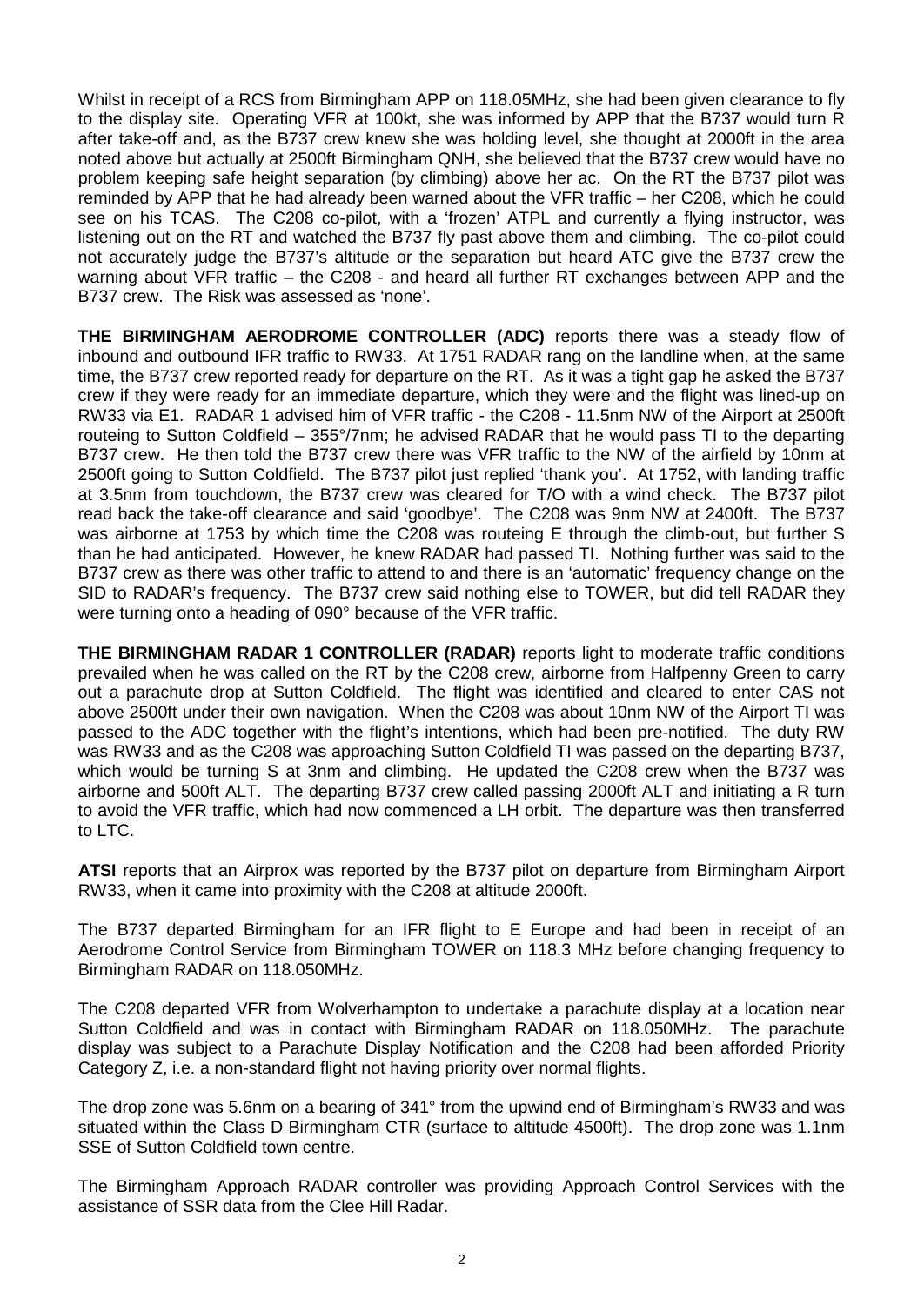Whilst in receipt of a RCS from Birmingham APP on 118.05MHz, she had been given clearance to fly to the display site. Operating VFR at 100kt, she was informed by APP that the B737 would turn R after take-off and, as the B737 crew knew she was holding level, she thought at 2000ft in the area noted above but actually at 2500ft Birmingham QNH, she believed that the B737 crew would have no problem keeping safe height separation (by climbing) above her ac. On the RT the B737 pilot was reminded by APP that he had already been warned about the VFR traffic – her C208, which he could see on his TCAS. The C208 co-pilot, with a 'frozen' ATPL and currently a flying instructor, was listening out on the RT and watched the B737 fly past above them and climbing. The co-pilot could not accurately judge the B737's altitude or the separation but heard ATC give the B737 crew the warning about VFR traffic – the C208 - and heard all further RT exchanges between APP and the B737 crew. The Risk was assessed as 'none'.

**THE BIRMINGHAM AERODROME CONTROLLER (ADC)** reports there was a steady flow of inbound and outbound IFR traffic to RW33. At 1751 RADAR rang on the landline when, at the same time, the B737 crew reported ready for departure on the RT. As it was a tight gap he asked the B737 crew if they were ready for an immediate departure, which they were and the flight was lined-up on RW33 via E1. RADAR 1 advised him of VFR traffic - the C208 - 11.5nm NW of the Airport at 2500ft routeing to Sutton Coldfield – 355°/7nm; he advised RADAR that he would pass TI to the departing B737 crew. He then told the B737 crew there was VFR traffic to the NW of the airfield by 10nm at 2500ft going to Sutton Coldfield. The B737 pilot just replied 'thank you'. At 1752, with landing traffic at 3.5nm from touchdown, the B737 crew was cleared for T/O with a wind check. The B737 pilot read back the take-off clearance and said 'goodbye'. The C208 was 9nm NW at 2400ft. The B737 was airborne at 1753 by which time the C208 was routeing E through the climb-out, but further S than he had anticipated. However, he knew RADAR had passed TI. Nothing further was said to the B737 crew as there was other traffic to attend to and there is an 'automatic' frequency change on the SID to RADAR's frequency. The B737 crew said nothing else to TOWER, but did tell RADAR they were turning onto a heading of 090° because of the VFR traffic.

**THE BIRMINGHAM RADAR 1 CONTROLLER (RADAR)** reports light to moderate traffic conditions prevailed when he was called on the RT by the C208 crew, airborne from Halfpenny Green to carry out a parachute drop at Sutton Coldfield. The flight was identified and cleared to enter CAS not above 2500ft under their own navigation. When the C208 was about 10nm NW of the Airport TI was passed to the ADC together with the flight's intentions, which had been pre-notified. The duty RW was RW33 and as the C208 was approaching Sutton Coldfield TI was passed on the departing B737, which would be turning S at 3nm and climbing. He updated the C208 crew when the B737 was airborne and 500ft ALT. The departing B737 crew called passing 2000ft ALT and initiating a R turn to avoid the VFR traffic, which had now commenced a LH orbit. The departure was then transferred to LTC.

**ATSI** reports that an Airprox was reported by the B737 pilot on departure from Birmingham Airport RW33, when it came into proximity with the C208 at altitude 2000ft.

The B737 departed Birmingham for an IFR flight to E Europe and had been in receipt of an Aerodrome Control Service from Birmingham TOWER on 118.3 MHz before changing frequency to Birmingham RADAR on 118.050MHz.

The C208 departed VFR from Wolverhampton to undertake a parachute display at a location near Sutton Coldfield and was in contact with Birmingham RADAR on 118.050MHz. The parachute display was subject to a Parachute Display Notification and the C208 had been afforded Priority Category Z, i.e. a non-standard flight not having priority over normal flights.

The drop zone was 5.6nm on a bearing of 341° from the upwind end of Birmingham's RW33 and was situated within the Class D Birmingham CTR (surface to altitude 4500ft). The drop zone was 1.1nm SSE of Sutton Coldfield town centre.

The Birmingham Approach RADAR controller was providing Approach Control Services with the assistance of SSR data from the Clee Hill Radar.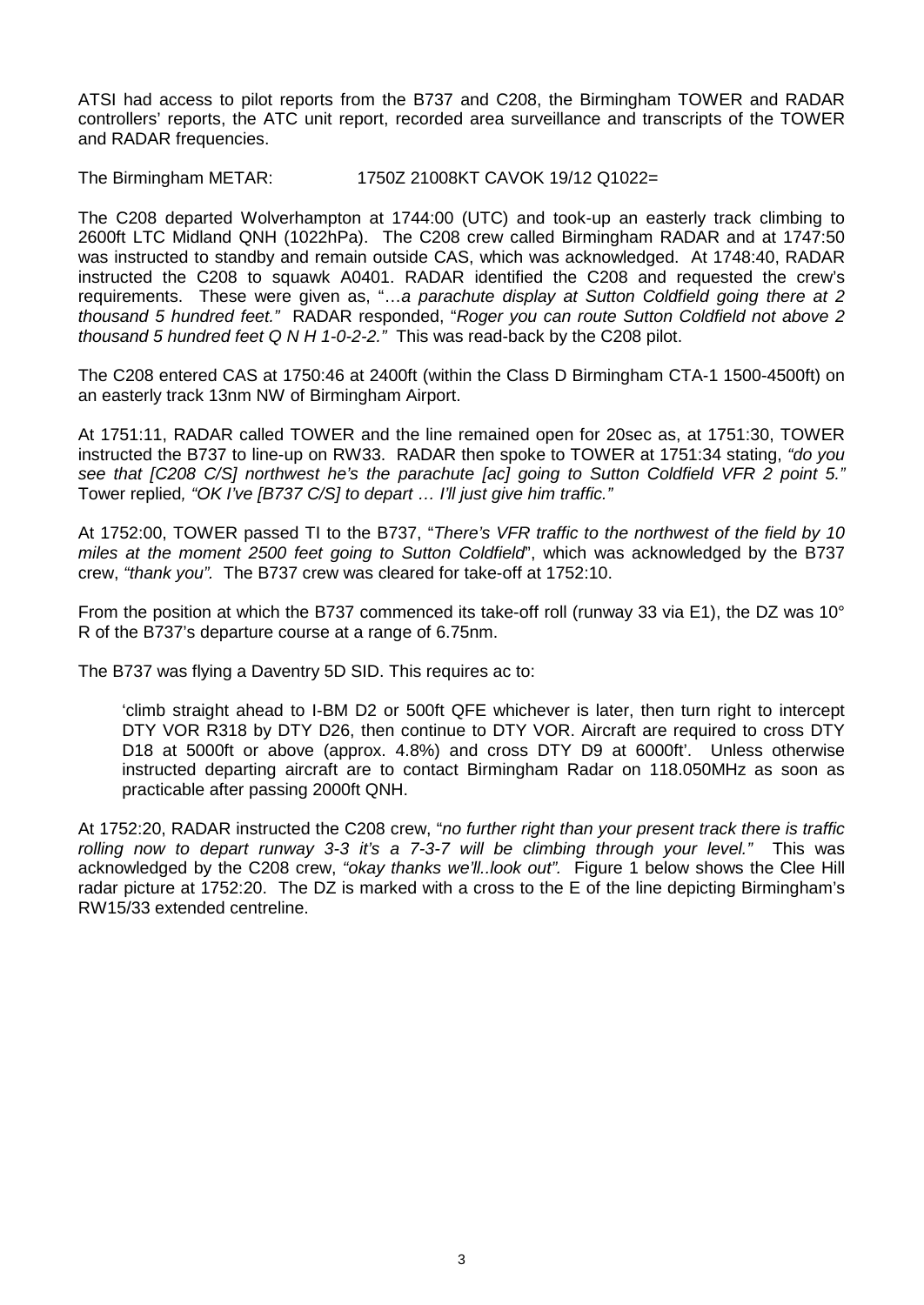ATSI had access to pilot reports from the B737 and C208, the Birmingham TOWER and RADAR controllers' reports, the ATC unit report, recorded area surveillance and transcripts of the TOWER and RADAR frequencies.

The Birmingham METAR: 1750Z 21008KT CAVOK 19/12 Q1022=

The C208 departed Wolverhampton at 1744:00 (UTC) and took-up an easterly track climbing to 2600ft LTC Midland QNH (1022hPa). The C208 crew called Birmingham RADAR and at 1747:50 was instructed to standby and remain outside CAS, which was acknowledged. At 1748:40, RADAR instructed the C208 to squawk A0401. RADAR identified the C208 and requested the crew's requirements. These were given as, "…*a parachute display at Sutton Coldfield going there at 2 thousand 5 hundred feet.*" RADAR responded, "*Roger you can route Sutton Coldfield not above 2 thousand 5 hundred feet Q N H 1-0-2-2.*" This was read-back by the C208 pilot.

The C208 entered CAS at 1750:46 at 2400ft (within the Class D Birmingham CTA-1 1500-4500ft) on an easterly track 13nm NW of Birmingham Airport.

At 1751:11, RADAR called TOWER and the line remained open for 20sec as, at 1751:30, TOWER instructed the B737 to line-up on RW33. RADAR then spoke to TOWER at 1751:34 stating, *"do you see that [C208 C/S] northwest he's the parachute [ac] going to Sutton Coldfield VFR 2 point 5."* Tower replied*, "OK I've [B737 C/S] to depart … I'll just give him traffic."*

At 1752:00, TOWER passed TI to the B737, "*There's VFR traffic to the northwest of the field by 10 miles at the moment 2500 feet going to Sutton Coldfield*", which was acknowledged by the B737 crew, *"thank you".* The B737 crew was cleared for take-off at 1752:10.

From the position at which the B737 commenced its take-off roll (runway 33 via E1), the DZ was 10° R of the B737's departure course at a range of 6.75nm.

The B737 was flying a Daventry 5D SID. This requires ac to:

> 'climb straight ahead to I-BM D2 or 500ft QFE whichever is later, then turn right to intercept DTY VOR R318 by DTY D26, then continue to DTY VOR. Aircraft are required to cross DTY D18 at 5000ft or above (approx. 4.8%) and cross DTY D9 at 6000ft'. Unless otherwise instructed departing aircraft are to contact Birmingham Radar on 118.050MHz as soon as practicable after passing 2000ft QNH.

At 1752:20, RADAR instructed the C208 crew, "*no further right than your present track there is traffic rolling now to depart runway 3-3 it's a 7-3-7 will be climbing through your level.*" This was acknowledged by the C208 crew, *"okay thanks we'll..look out".* Figure 1 below shows the Clee Hill radar picture at 1752:20. The DZ is marked with a cross to the E of the line depicting Birmingham's RW15/33 extended centreline.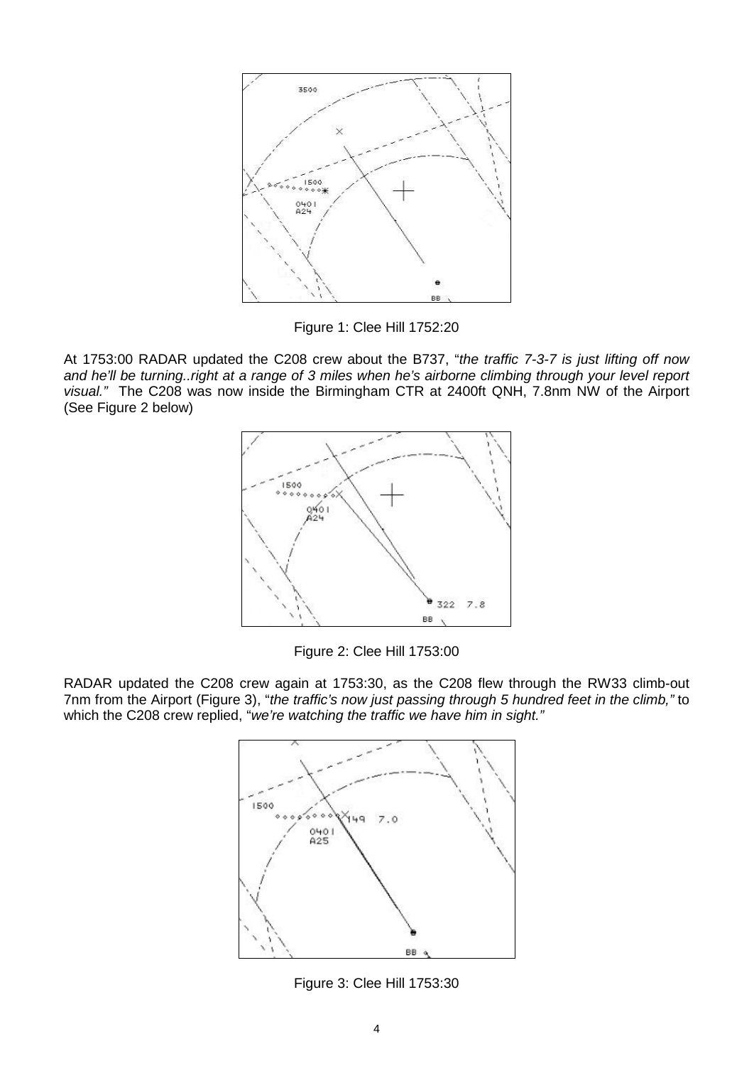Figure 1: Clee Hill 1752:20

At 1753:00 RADAR updated the C208 crew about the B737, "*the traffic 7-3-7 is just lifting off now and he'll be turning..right at a range of 3 miles when he's airborne climbing through your level report visual.*" The C208 was now inside the Birmingham CTR at 2400ft QNH, 7.8nm NW of the Airport (See Figure 2 below)

Figure 2: Clee Hill 1753:00

RADAR updated the C208 crew again at 1753:30, as the C208 flew through the RW33 climb-out 7nm from the Airport (Figure 3), "*the traffic's now just passing through 5 hundred feet in the climb,*" to which the C208 crew replied, "*we're watching the traffic we have him in sight.*"

Figure 3: Clee Hill 1753:30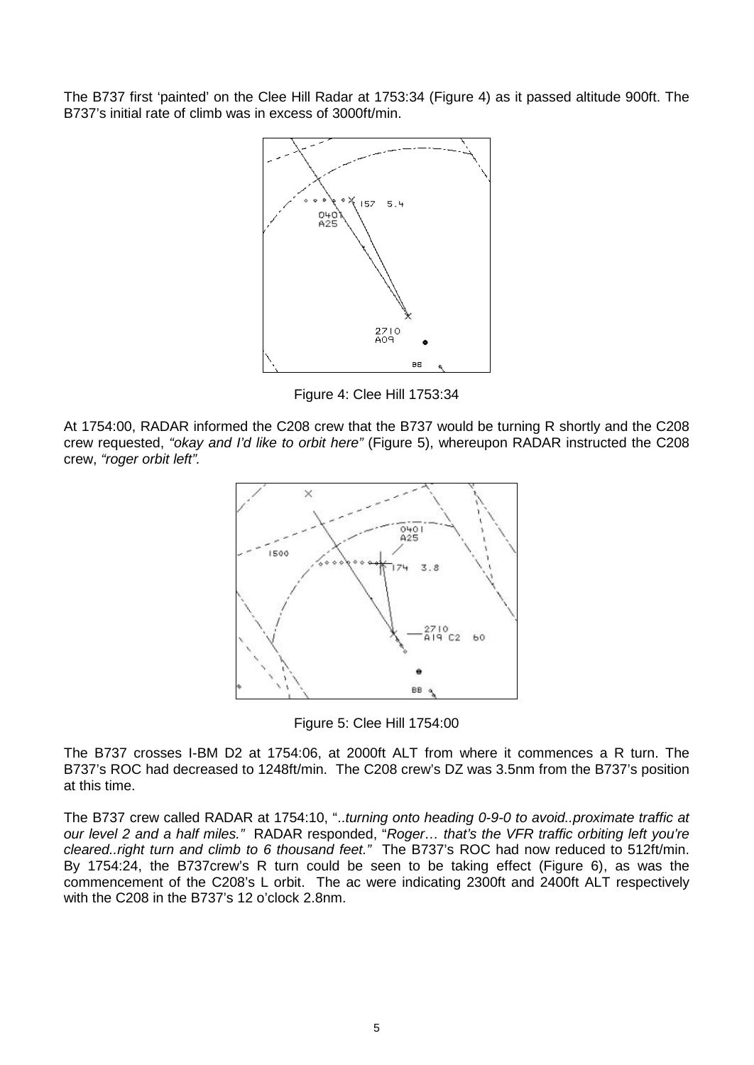The B737 first 'painted' on the Clee Hill Radar at 1753:34 (Figure 4) as it passed altitude 900ft. The B737's initial rate of climb was in excess of 3000ft/min.

Figure 4: Clee Hill 1753:34

At 1754:00, RADAR informed the C208 crew that the B737 would be turning R shortly and the C208 crew requested, *"okay and I'd like to orbit here"* (Figure 5), whereupon RADAR instructed the C208 crew, *"roger orbit left".*

Figure 5: Clee Hill 1754:00

The B737 crosses I-BM D2 at 1754:06, at 2000ft ALT from where it commences a R turn. The B737's ROC had decreased to 1248ft/min. The C208 crew's DZ was 3.5nm from the B737's position at this time.

The B737 crew called RADAR at 1754:10, "..*turning onto heading 0-9-0 to avoid..proximate traffic at our level 2 and a half miles."* RADAR responded, "*Roger… that's the VFR traffic orbiting left you're cleared..right turn and climb to 6 thousand feet."* The B737's ROC had now reduced to 512ft/min. By 1754:24, the B737crew's R turn could be seen to be taking effect (Figure 6), as was the commencement of the C208's L orbit. The ac were indicating 2300ft and 2400ft ALT respectively with the C208 in the B737's 12 o'clock 2.8nm.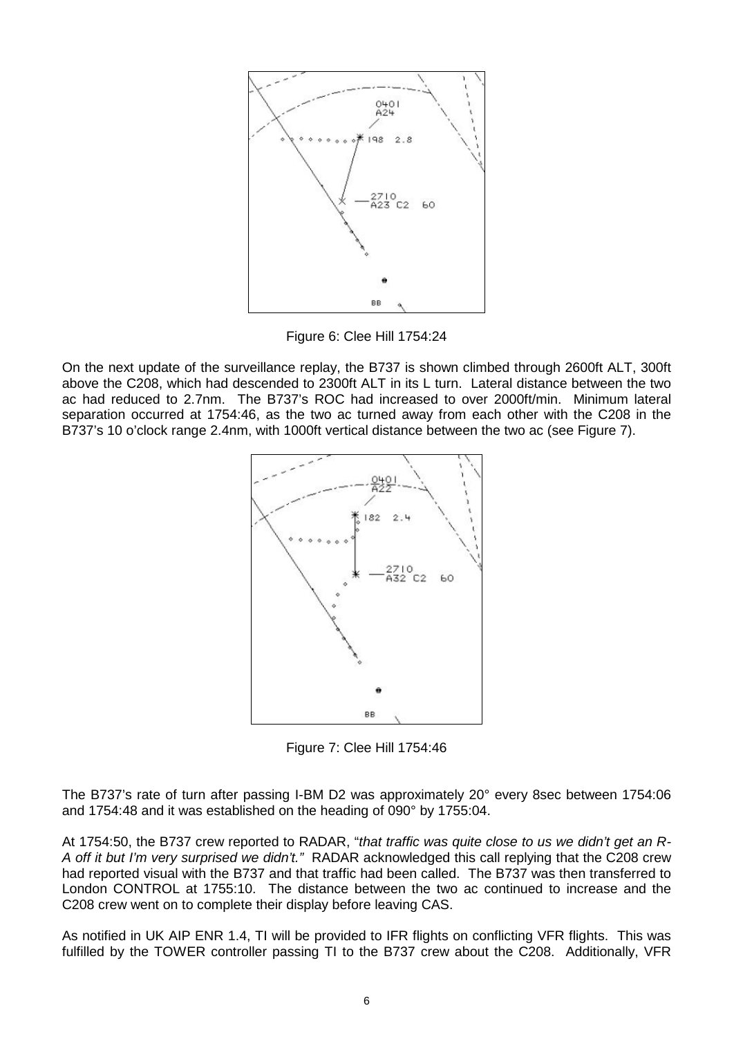Figure 6: Clee Hill 1754:24

On the next update of the surveillance replay, the B737 is shown climbed through 2600ft ALT, 300ft above the C208, which had descended to 2300ft ALT in its L turn. Lateral distance between the two ac had reduced to 2.7nm. The B737's ROC had increased to over 2000ft/min. Minimum lateral separation occurred at 1754:46, as the two ac turned away from each other with the C208 in the B737's 10 o'clock range 2.4nm, with 1000ft vertical distance between the two ac (see Figure 7).

Figure 7: Clee Hill 1754:46

The B737's rate of turn after passing I-BM D2 was approximately 20° every 8sec between 1754:06 and 1754:48 and it was established on the heading of 090° by 1755:04.

At 1754:50, the B737 crew reported to RADAR, "*that traffic was quite close to us we didn't get an R-A off it but I'm very surprised we didn't.*" RADAR acknowledged this call replying that the C208 crew had reported visual with the B737 and that traffic had been called. The B737 was then transferred to London CONTROL at 1755:10. The distance between the two ac continued to increase and the C208 crew went on to complete their display before leaving CAS.

As notified in UK AIP ENR 1.4, TI will be provided to IFR flights on conflicting VFR flights. This was fulfilled by the TOWER controller passing TI to the B737 crew about the C208. Additionally, VFR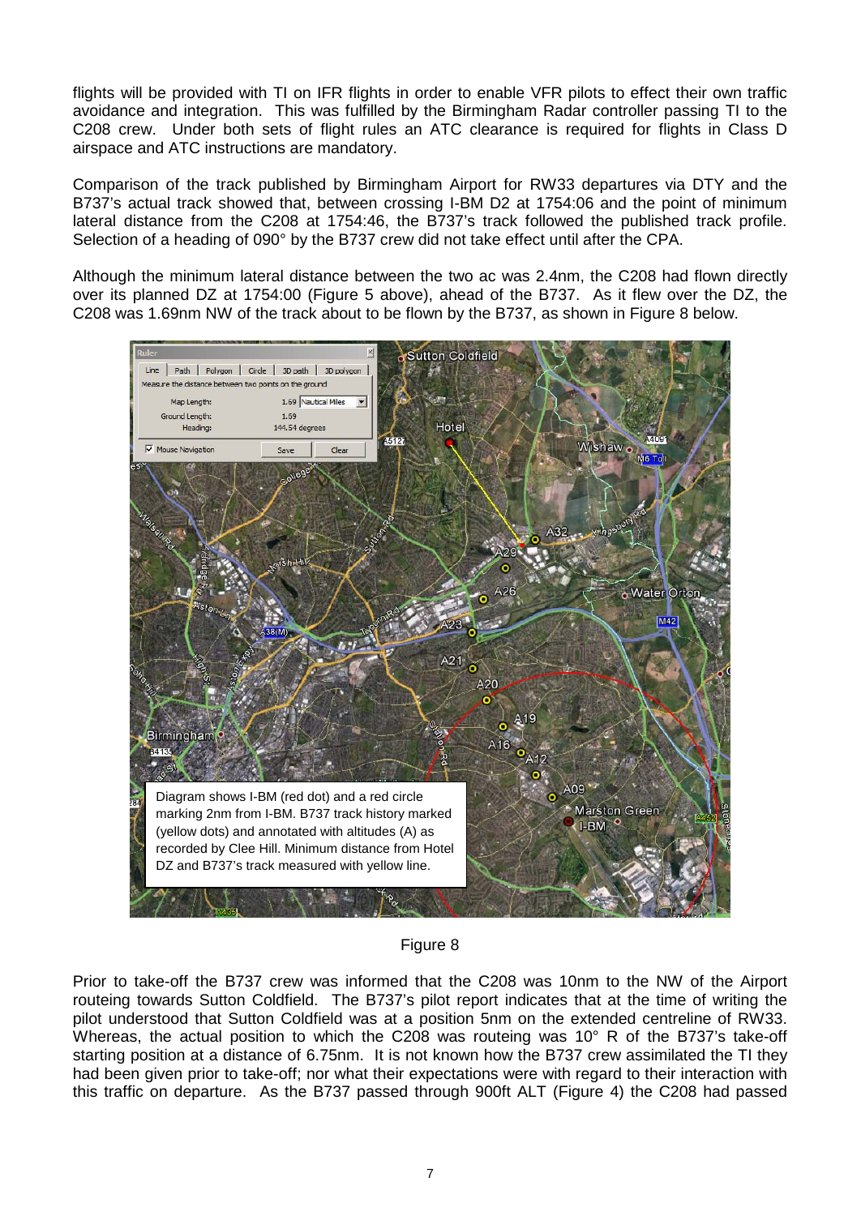flights will be provided with TI on IFR flights in order to enable VFR pilots to effect their own traffic avoidance and integration. This was fulfilled by the Birmingham Radar controller passing TI to the C208 crew. Under both sets of flight rules an ATC clearance is required for flights in Class D airspace and ATC instructions are mandatory.

Comparison of the track published by Birmingham Airport for RW33 departures via DTY and the B737's actual track showed that, between crossing I-BM D2 at 1754:06 and the point of minimum lateral distance from the C208 at 1754:46, the B737's track followed the published track profile. Selection of a heading of 090° by the B737 crew did not take effect until after the CPA.

Although the minimum lateral distance between the two ac was 2.4nm, the C208 had flown directly over its planned DZ at 1754:00 (Figure 5 above), ahead of the B737. As it flew over the DZ, the C208 was 1.69nm NW of the track about to be flown by the B737, as shown in Figure 8 below.

Diagram shows I-BM (red dot) and a red circle marking 2nm from I-BM. B737 track history marked (yellow dots) and annotated with altitudes (A) as recorded by Clee Hill. Minimum distance from Hotel DZ and B737's track measured with yellow line.

Figure 8

Prior to take-off the B737 crew was informed that the C208 was 10nm to the NW of the Airport routeing towards Sutton Coldfield. The B737's pilot report indicates that at the time of writing the pilot understood that Sutton Coldfield was at a position 5nm on the extended centreline of RW33. Whereas, the actual position to which the C208 was routeing was 10° R of the B737's take-off starting position at a distance of 6.75nm. It is not known how the B737 crew assimilated the TI they had been given prior to take-off; nor what their expectations were with regard to their interaction with this traffic on departure. As the B737 passed through 900ft ALT (Figure 4) the C208 had passed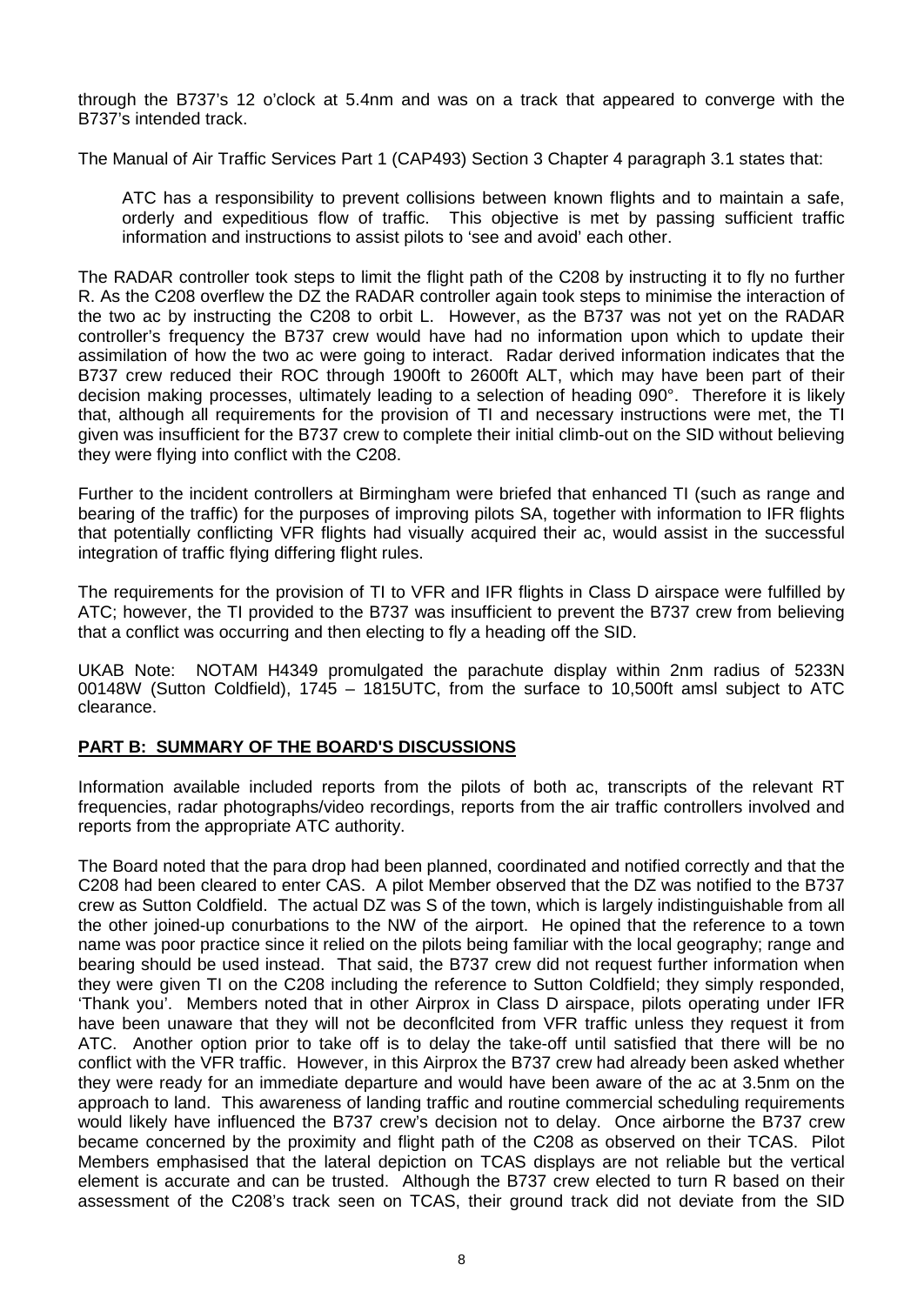through the B737's 12 o'clock at 5.4nm and was on a track that appeared to converge with the B737's intended track.

The Manual of Air Traffic Services Part 1 (CAP493) Section 3 Chapter 4 paragraph 3.1 states that:

> ATC has a responsibility to prevent collisions between known flights and to maintain a safe, orderly and expeditious flow of traffic. This objective is met by passing sufficient traffic information and instructions to assist pilots to 'see and avoid' each other.

The RADAR controller took steps to limit the flight path of the C208 by instructing it to fly no further R. As the C208 overflew the DZ the RADAR controller again took steps to minimise the interaction of the two ac by instructing the C208 to orbit L. However, as the B737 was not yet on the RADAR controller's frequency the B737 crew would have had no information upon which to update their assimilation of how the two ac were going to interact. Radar derived information indicates that the B737 crew reduced their ROC through 1900ft to 2600ft ALT, which may have been part of their decision making processes, ultimately leading to a selection of heading 090°. Therefore it is likely that, although all requirements for the provision of TI and necessary instructions were met, the TI given was insufficient for the B737 crew to complete their initial climb-out on the SID without believing they were flying into conflict with the C208.

Further to the incident controllers at Birmingham were briefed that enhanced TI (such as range and bearing of the traffic) for the purposes of improving pilots SA, together with information to IFR flights that potentially conflicting VFR flights had visually acquired their ac, would assist in the successful integration of traffic flying differing flight rules.

The requirements for the provision of TI to VFR and IFR flights in Class D airspace were fulfilled by ATC; however, the TI provided to the B737 was insufficient to prevent the B737 crew from believing that a conflict was occurring and then electing to fly a heading off the SID.

UKAB Note: NOTAM H4349 promulgated the parachute display within 2nm radius of 5233N 00148W (Sutton Coldfield), 1745 – 1815UTC, from the surface to 10,500ft amsl subject to ATC clearance.

## PART B: SUMMARY OF THE BOARD'S DISCUSSIONS

Information available included reports from the pilots of both ac, transcripts of the relevant RT frequencies, radar photographs/video recordings, reports from the air traffic controllers involved and reports from the appropriate ATC authority.

The Board noted that the para drop had been planned, coordinated and notified correctly and that the C208 had been cleared to enter CAS. A pilot Member observed that the DZ was notified to the B737 crew as Sutton Coldfield. The actual DZ was S of the town, which is largely indistinguishable from all the other joined-up conurbations to the NW of the airport. He opined that the reference to a town name was poor practice since it relied on the pilots being familiar with the local geography; range and bearing should be used instead. That said, the B737 crew did not request further information when they were given TI on the C208 including the reference to Sutton Coldfield; they simply responded, 'Thank you'. Members noted that in other Airprox in Class D airspace, pilots operating under IFR have been unaware that they will not be deconflcited from VFR traffic unless they request it from ATC. Another option prior to take off is to delay the take-off until satisfied that there will be no conflict with the VFR traffic. However, in this Airprox the B737 crew had already been asked whether they were ready for an immediate departure and would have been aware of the ac at 3.5nm on the approach to land. This awareness of landing traffic and routine commercial scheduling requirements would likely have influenced the B737 crew's decision not to delay. Once airborne the B737 crew became concerned by the proximity and flight path of the C208 as observed on their TCAS. Pilot Members emphasised that the lateral depiction on TCAS displays are not reliable but the vertical element is accurate and can be trusted. Although the B737 crew elected to turn R based on their assessment of the C208's track seen on TCAS, their ground track did not deviate from the SID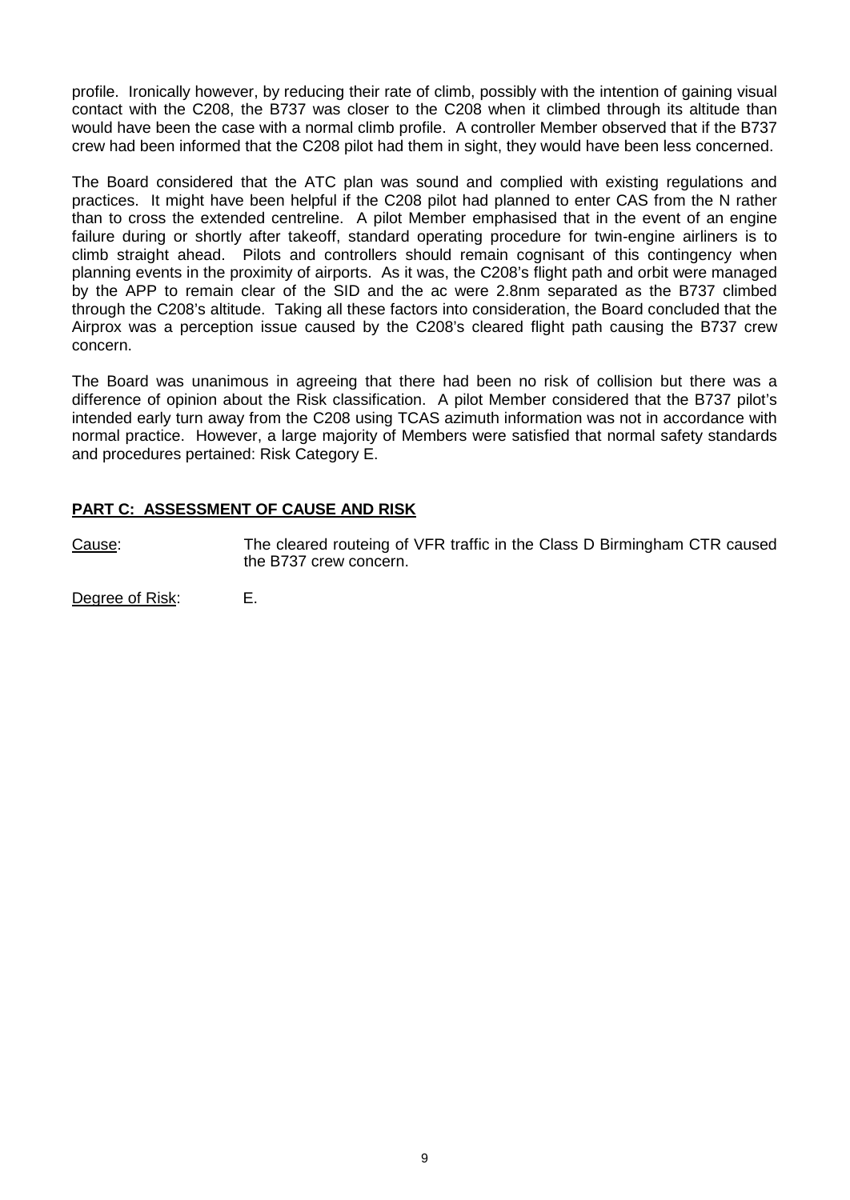profile. Ironically however, by reducing their rate of climb, possibly with the intention of gaining visual contact with the C208, the B737 was closer to the C208 when it climbed through its altitude than would have been the case with a normal climb profile. A controller Member observed that if the B737 crew had been informed that the C208 pilot had them in sight, they would have been less concerned.

The Board considered that the ATC plan was sound and complied with existing regulations and practices. It might have been helpful if the C208 pilot had planned to enter CAS from the N rather than to cross the extended centreline. A pilot Member emphasised that in the event of an engine failure during or shortly after takeoff, standard operating procedure for twin-engine airliners is to climb straight ahead. Pilots and controllers should remain cognisant of this contingency when planning events in the proximity of airports. As it was, the C208's flight path and orbit were managed by the APP to remain clear of the SID and the ac were 2.8nm separated as the B737 climbed through the C208's altitude. Taking all these factors into consideration, the Board concluded that the Airprox was a perception issue caused by the C208's cleared flight path causing the B737 crew concern.

The Board was unanimous in agreeing that there had been no risk of collision but there was a difference of opinion about the Risk classification. A pilot Member considered that the B737 pilot's intended early turn away from the C208 using TCAS azimuth information was not in accordance with normal practice. However, a large majority of Members were satisfied that normal safety standards and procedures pertained: Risk Category E.

## PART C: ASSESSMENT OF CAUSE AND RISK

Cause: The cleared routeing of VFR traffic in the Class D Birmingham CTR caused the B737 crew concern.

Degree of Risk: E.